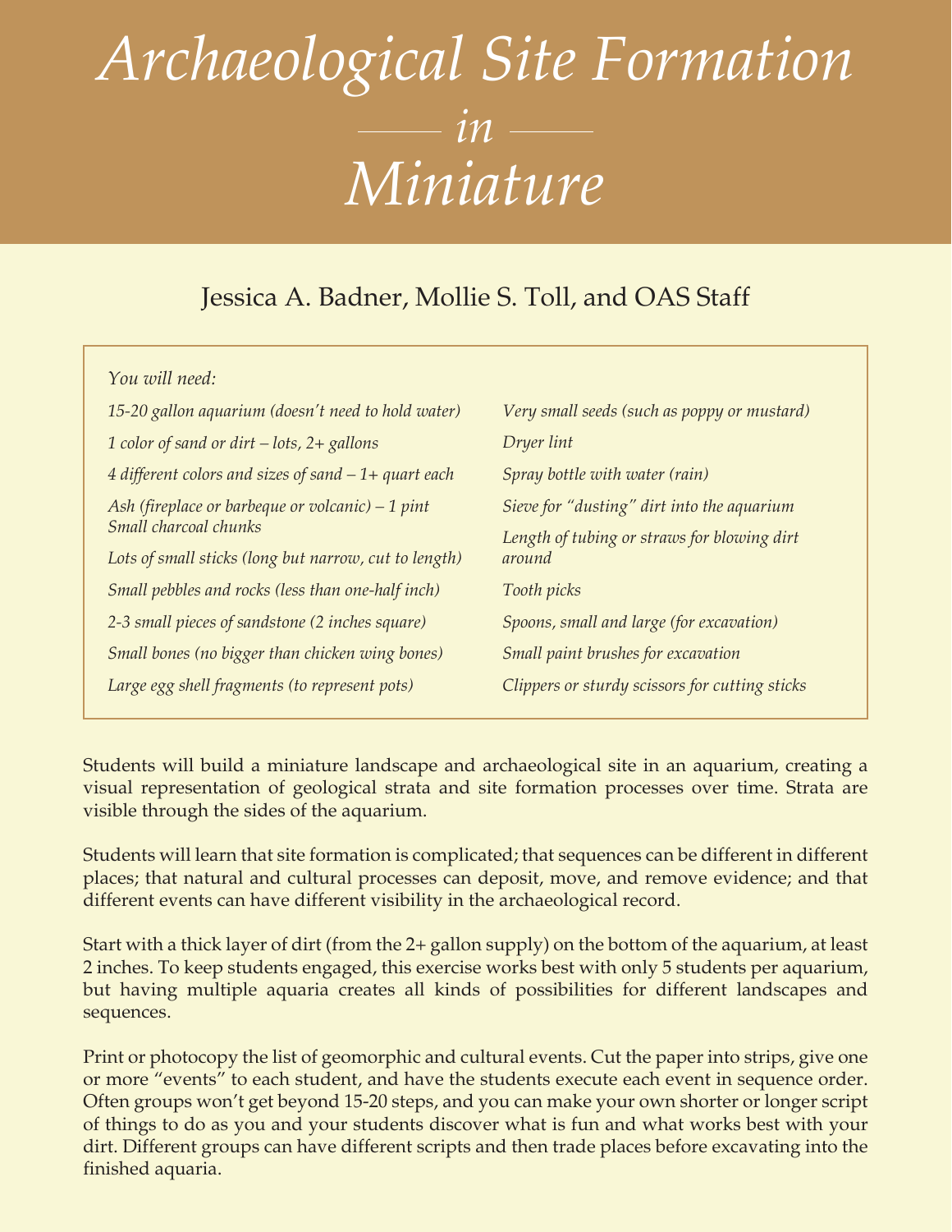# *Archaeological Site Formation — in — Miniature*

Jessica A. Badner, Mollie S. Toll, and OAS Staff

*You will need:*

- *15-20 gallon aquarium (doesn't need to hold water)*
- *1 color of sand or dirt – lots, 2+ gallons*
- *4 different colors and sizes of sand – 1+ quart each*
- *Ash (fireplace or barbeque or volcanic) – 1 pint*
- *Small charcoal chunks*
- *Lots of small sticks (long but narrow, cut to length)*
- *Small pebbles and rocks (less than one-half inch)*
- *2-3 small pieces of sandstone (2 inches square)*
- *Small bones (no bigger than chicken wing bones)*
- *Large egg shell fragments (to represent pots)*
- *Very small seeds (such as poppy or mustard)*
- *Dryer lint*
- *Spray bottle with water (rain)*
- *Sieve for "dusting" dirt into the aquarium*
- *Length of tubing or straws for blowing dirt around*
- *Tooth picks*
- *Spoons, small and large (for excavation)*
- *Small paint brushes for excavation*
- *Clippers or sturdy scissors for cutting sticks*

Students will build a miniature landscape and archaeological site in an aquarium, creating a visual representation of geological strata and site formation processes over time. Strata are visible through the sides of the aquarium.

Students will learn that site formation is complicated; that sequences can be different in different places; that natural and cultural processes can deposit, move, and remove evidence; and that different events can have different visibility in the archaeological record.

Start with a thick layer of dirt (from the 2+ gallon supply) on the bottom of the aquarium, at least 2 inches. To keep students engaged, this exercise works best with only 5 students per aquarium, but having multiple aquaria creates all kinds of possibilities for different landscapes and sequences.

Print or photocopy the list of geomorphic and cultural events. Cut the paper into strips, give one or more "events" to each student, and have the students execute each event in sequence order. Often groups won't get beyond 15-20 steps, and you can make your own shorter or longer script of things to do as you and your students discover what is fun and what works best with your dirt. Different groups can have different scripts and then trade places before excavating into the finished aquaria.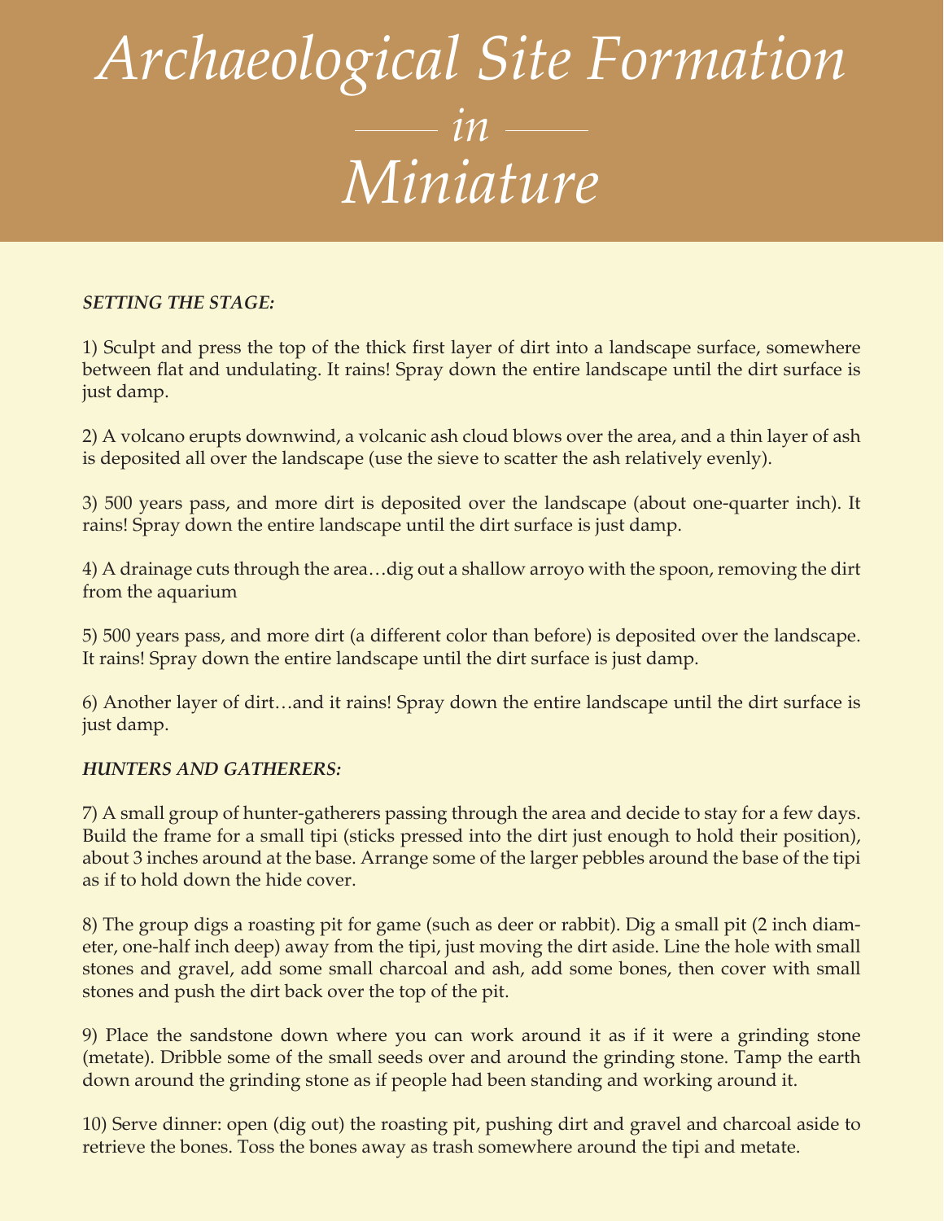# *Archaeological Site Formation* *in* *Miniature*

***SETTING THE STAGE:***

1) Sculpt and press the top of the thick first layer of dirt into a landscape surface, somewhere between flat and undulating. It rains! Spray down the entire landscape until the dirt surface is just damp.

2) A volcano erupts downwind, a volcanic ash cloud blows over the area, and a thin layer of ash is deposited all over the landscape (use the sieve to scatter the ash relatively evenly).

3) 500 years pass, and more dirt is deposited over the landscape (about one-quarter inch). It rains! Spray down the entire landscape until the dirt surface is just damp.

4) A drainage cuts through the area…dig out a shallow arroyo with the spoon, removing the dirt from the aquarium

5) 500 years pass, and more dirt (a different color than before) is deposited over the landscape. It rains! Spray down the entire landscape until the dirt surface is just damp.

6) Another layer of dirt…and it rains! Spray down the entire landscape until the dirt surface is just damp.

***HUNTERS AND GATHERERS:***

7) A small group of hunter-gatherers passing through the area and decide to stay for a few days. Build the frame for a small tipi (sticks pressed into the dirt just enough to hold their position), about 3 inches around at the base. Arrange some of the larger pebbles around the base of the tipi as if to hold down the hide cover.

8) The group digs a roasting pit for game (such as deer or rabbit). Dig a small pit (2 inch diameter, one-half inch deep) away from the tipi, just moving the dirt aside. Line the hole with small stones and gravel, add some small charcoal and ash, add some bones, then cover with small stones and push the dirt back over the top of the pit.

9) Place the sandstone down where you can work around it as if it were a grinding stone (metate). Dribble some of the small seeds over and around the grinding stone. Tamp the earth down around the grinding stone as if people had been standing and working around it.

10) Serve dinner: open (dig out) the roasting pit, pushing dirt and gravel and charcoal aside to retrieve the bones. Toss the bones away as trash somewhere around the tipi and metate.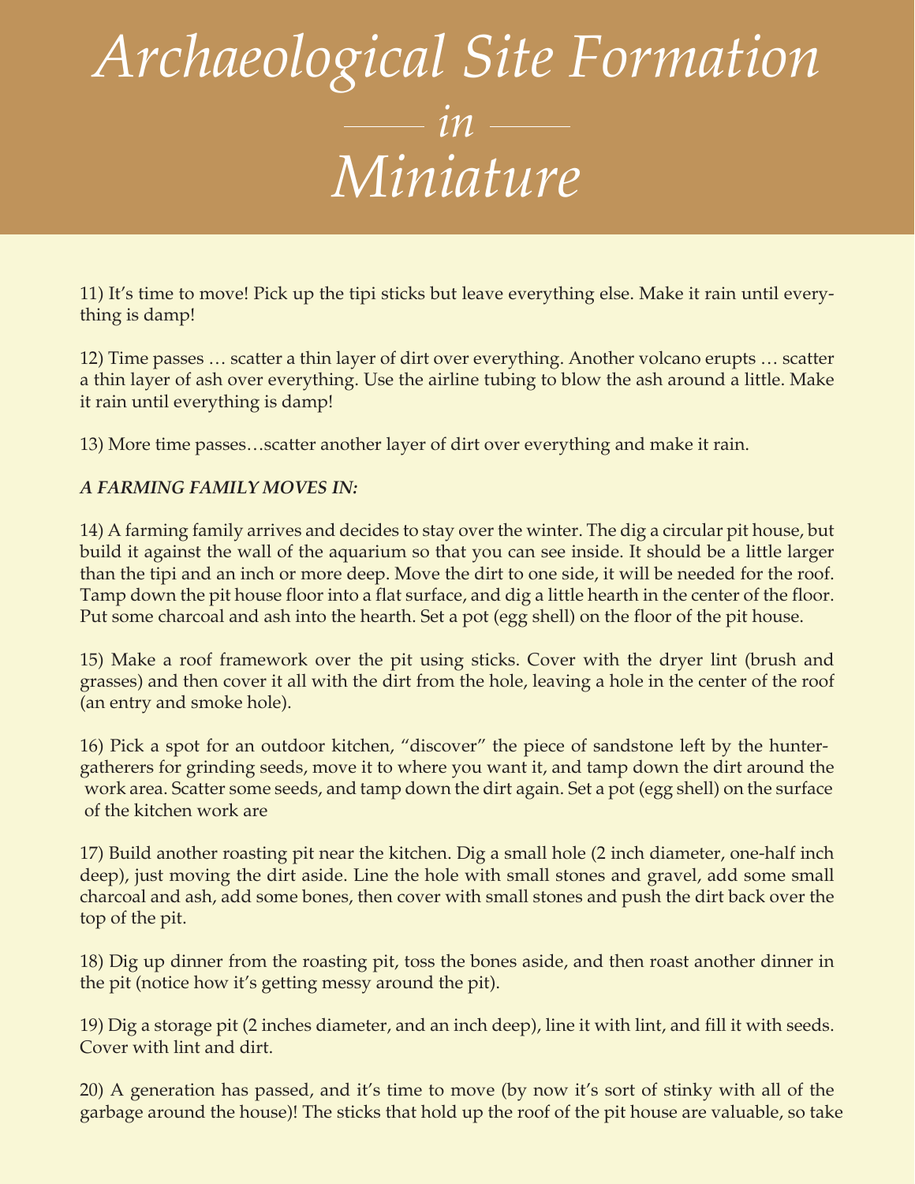# *Archaeological Site Formation* *in* *Miniature*

11) It's time to move! Pick up the tipi sticks but leave everything else. Make it rain until everything is damp!

12) Time passes … scatter a thin layer of dirt over everything. Another volcano erupts … scatter a thin layer of ash over everything. Use the airline tubing to blow the ash around a little. Make it rain until everything is damp!

13) More time passes…scatter another layer of dirt over everything and make it rain.

***A FARMING FAMILY MOVES IN:***

14) A farming family arrives and decides to stay over the winter. The dig a circular pit house, but build it against the wall of the aquarium so that you can see inside. It should be a little larger than the tipi and an inch or more deep. Move the dirt to one side, it will be needed for the roof. Tamp down the pit house floor into a flat surface, and dig a little hearth in the center of the floor. Put some charcoal and ash into the hearth. Set a pot (egg shell) on the floor of the pit house.

15) Make a roof framework over the pit using sticks. Cover with the dryer lint (brush and grasses) and then cover it all with the dirt from the hole, leaving a hole in the center of the roof (an entry and smoke hole).

16) Pick a spot for an outdoor kitchen, "discover" the piece of sandstone left by the hunter-gatherers for grinding seeds, move it to where you want it, and tamp down the dirt around the work area. Scatter some seeds, and tamp down the dirt again. Set a pot (egg shell) on the surface of the kitchen work are

17) Build another roasting pit near the kitchen. Dig a small hole (2 inch diameter, one-half inch deep), just moving the dirt aside. Line the hole with small stones and gravel, add some small charcoal and ash, add some bones, then cover with small stones and push the dirt back over the top of the pit.

18) Dig up dinner from the roasting pit, toss the bones aside, and then roast another dinner in the pit (notice how it's getting messy around the pit).

19) Dig a storage pit (2 inches diameter, and an inch deep), line it with lint, and fill it with seeds. Cover with lint and dirt.

20) A generation has passed, and it's time to move (by now it's sort of stinky with all of the garbage around the house)! The sticks that hold up the roof of the pit house are valuable, so take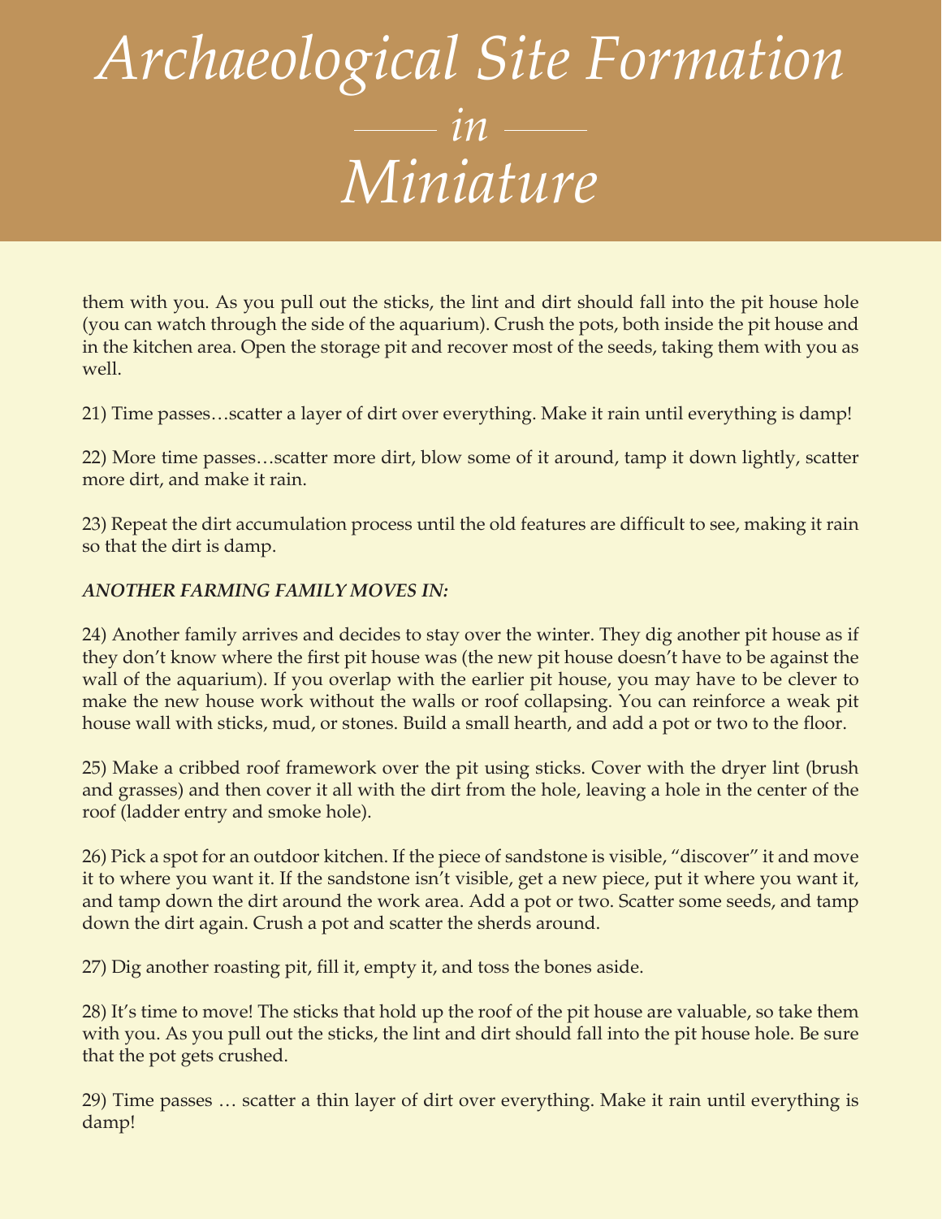them with you. As you pull out the sticks, the lint and dirt should fall into the pit house hole (you can watch through the side of the aquarium). Crush the pots, both inside the pit house and in the kitchen area. Open the storage pit and recover most of the seeds, taking them with you as well.

21) Time passes…scatter a layer of dirt over everything. Make it rain until everything is damp!

22) More time passes…scatter more dirt, blow some of it around, tamp it down lightly, scatter more dirt, and make it rain.

23) Repeat the dirt accumulation process until the old features are difficult to see, making it rain so that the dirt is damp.

***ANOTHER FARMING FAMILY MOVES IN:***

24) Another family arrives and decides to stay over the winter. They dig another pit house as if they don't know where the first pit house was (the new pit house doesn't have to be against the wall of the aquarium). If you overlap with the earlier pit house, you may have to be clever to make the new house work without the walls or roof collapsing. You can reinforce a weak pit house wall with sticks, mud, or stones. Build a small hearth, and add a pot or two to the floor.

25) Make a cribbed roof framework over the pit using sticks. Cover with the dryer lint (brush and grasses) and then cover it all with the dirt from the hole, leaving a hole in the center of the roof (ladder entry and smoke hole).

26) Pick a spot for an outdoor kitchen. If the piece of sandstone is visible, "discover" it and move it to where you want it. If the sandstone isn't visible, get a new piece, put it where you want it, and tamp down the dirt around the work area. Add a pot or two. Scatter some seeds, and tamp down the dirt again. Crush a pot and scatter the sherds around.

27) Dig another roasting pit, fill it, empty it, and toss the bones aside.

28) It's time to move! The sticks that hold up the roof of the pit house are valuable, so take them with you. As you pull out the sticks, the lint and dirt should fall into the pit house hole. Be sure that the pot gets crushed.

29) Time passes … scatter a thin layer of dirt over everything. Make it rain until everything is damp!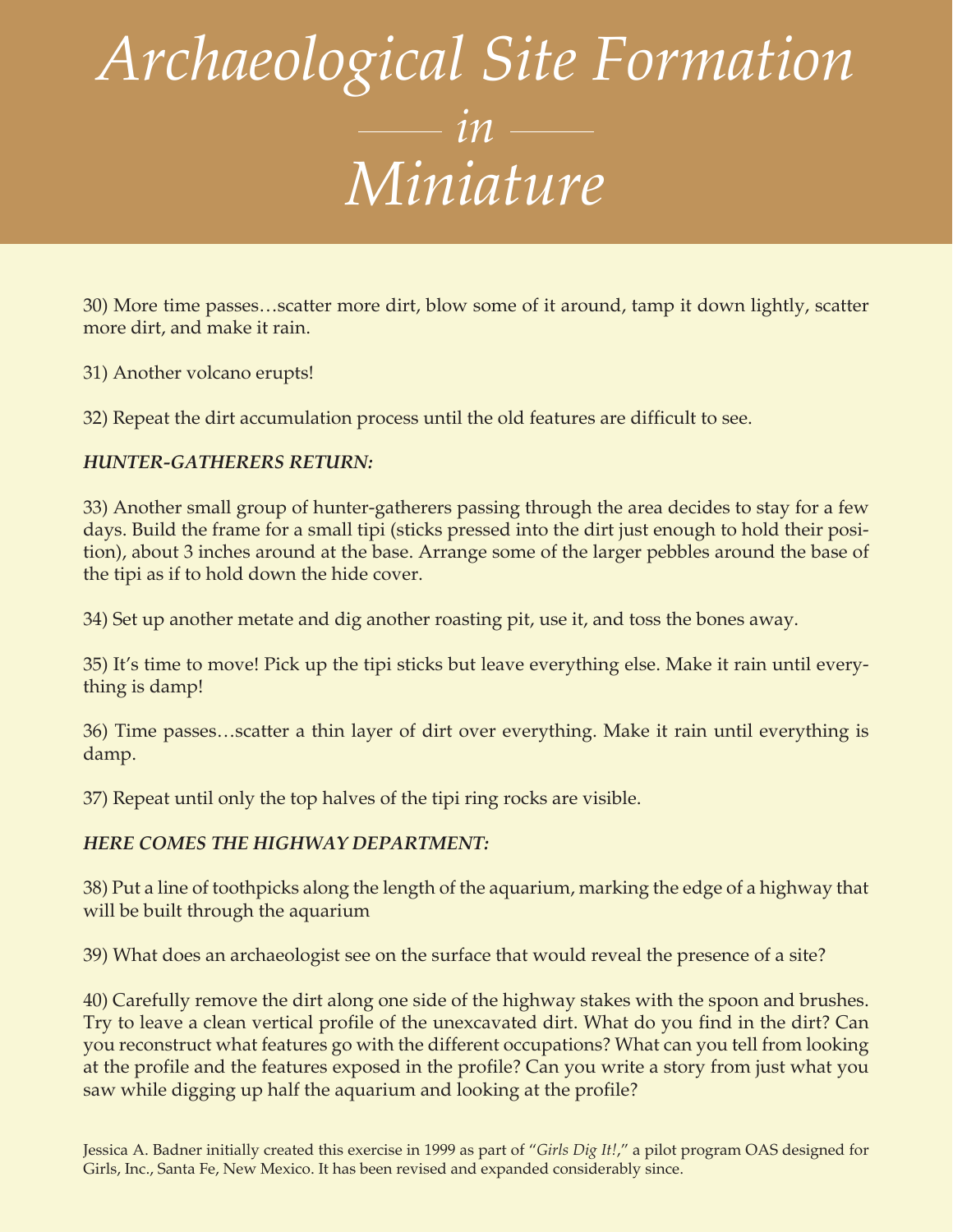# *Archaeological Site Formation in Miniature*

30) More time passes…scatter more dirt, blow some of it around, tamp it down lightly, scatter more dirt, and make it rain.

31) Another volcano erupts!

32) Repeat the dirt accumulation process until the old features are difficult to see.

***HUNTER-GATHERERS RETURN:***

33) Another small group of hunter-gatherers passing through the area decides to stay for a few days. Build the frame for a small tipi (sticks pressed into the dirt just enough to hold their position), about 3 inches around at the base. Arrange some of the larger pebbles around the base of the tipi as if to hold down the hide cover.

34) Set up another metate and dig another roasting pit, use it, and toss the bones away.

35) It's time to move! Pick up the tipi sticks but leave everything else. Make it rain until everything is damp!

36) Time passes…scatter a thin layer of dirt over everything. Make it rain until everything is damp.

37) Repeat until only the top halves of the tipi ring rocks are visible.

***HERE COMES THE HIGHWAY DEPARTMENT:***

38) Put a line of toothpicks along the length of the aquarium, marking the edge of a highway that will be built through the aquarium

39) What does an archaeologist see on the surface that would reveal the presence of a site?

40) Carefully remove the dirt along one side of the highway stakes with the spoon and brushes. Try to leave a clean vertical profile of the unexcavated dirt. What do you find in the dirt? Can you reconstruct what features go with the different occupations? What can you tell from looking at the profile and the features exposed in the profile? Can you write a story from just what you saw while digging up half the aquarium and looking at the profile?

Jessica A. Badner initially created this exercise in 1999 as part of "*Girls Dig It!*," a pilot program OAS designed for Girls, Inc., Santa Fe, New Mexico. It has been revised and expanded considerably since.